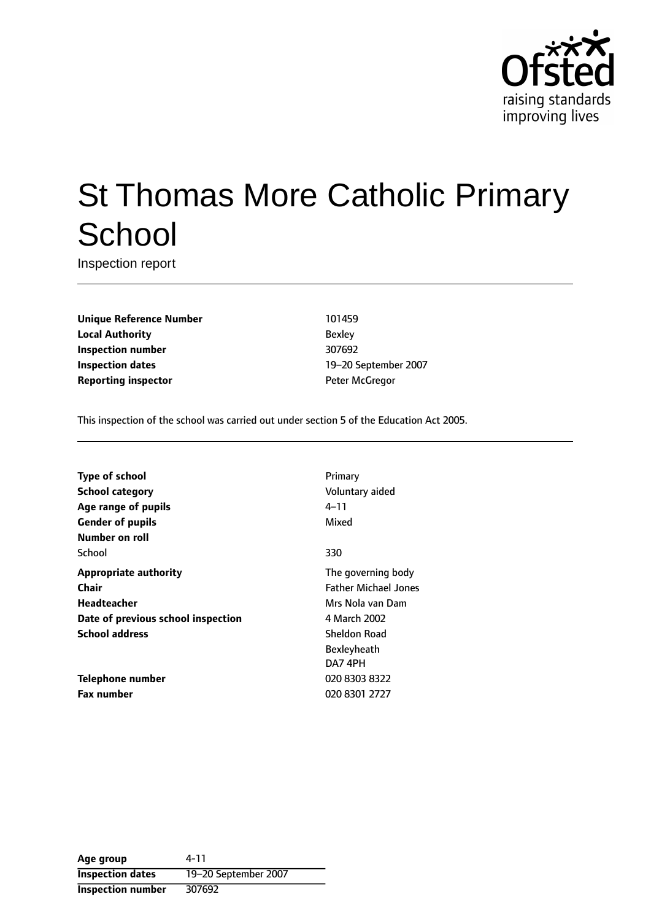# St Thomas More Catholic Primary School

Inspection report

| | |
|---|---|
| **Unique Reference Number** | 101459 |
| **Local Authority** | Bexley |
| **Inspection number** | 307692 |
| **Inspection dates** | 19–20 September 2007 |
| **Reporting inspector** | Peter McGregor |

This inspection of the school was carried out under section 5 of the Education Act 2005.

| | |
|---|---|
| **Type of school** | Primary |
| **School category** | Voluntary aided |
| **Age range of pupils** | 4–11 |
| **Gender of pupils** | Mixed |
| **Number on roll** | |
| School | 330 |
| **Appropriate authority** | The governing body |
| **Chair** | Father Michael Jones |
| **Headteacher** | Mrs Nola van Dam |
| **Date of previous school inspection** | 4 March 2002 |
| **School address** | Sheldon Road<br>Bexleyheath<br>DA7 4PH |
| **Telephone number** | 020 8303 8322 |
| **Fax number** | 020 8301 2727 |

| | |
|---|---|
| **Age group** | 4-11 |
| **Inspection dates** | 19–20 September 2007 |
| **Inspection number** | 307692 |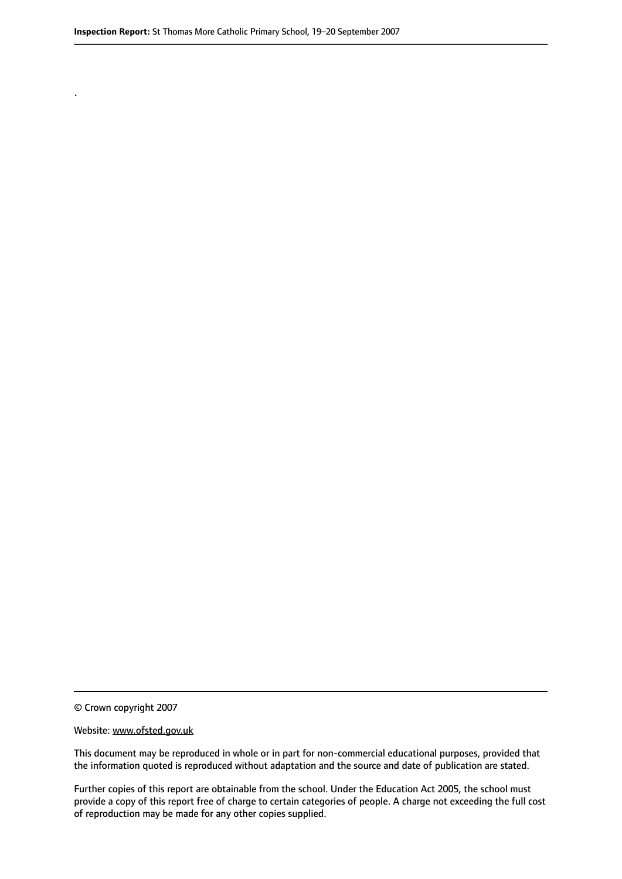.

© Crown copyright 2007

Website: www.ofsted.gov.uk

This document may be reproduced in whole or in part for non-commercial educational purposes, provided that the information quoted is reproduced without adaptation and the source and date of publication are stated.

Further copies of this report are obtainable from the school. Under the Education Act 2005, the school must provide a copy of this report free of charge to certain categories of people. A charge not exceeding the full cost of reproduction may be made for any other copies supplied.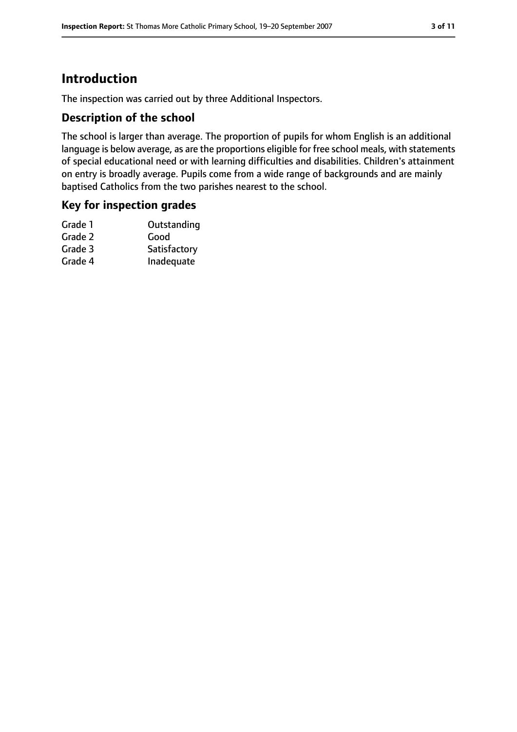# Introduction

The inspection was carried out by three Additional Inspectors.

## Description of the school

The school is larger than average. The proportion of pupils for whom English is an additional language is below average, as are the proportions eligible for free school meals, with statements of special educational need or with learning difficulties and disabilities. Children's attainment on entry is broadly average. Pupils come from a wide range of backgrounds and are mainly baptised Catholics from the two parishes nearest to the school.

## Key for inspection grades

| | |
|---|---|
| Grade 1 | Outstanding |
| Grade 2 | Good |
| Grade 3 | Satisfactory |
| Grade 4 | Inadequate |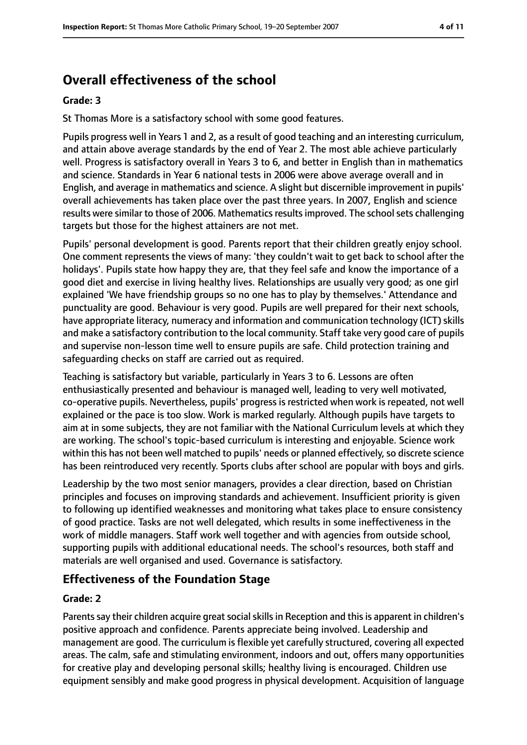## Overall effectiveness of the school

### Grade: 3

St Thomas More is a satisfactory school with some good features.

Pupils progress well in Years 1 and 2, as a result of good teaching and an interesting curriculum, and attain above average standards by the end of Year 2. The most able achieve particularly well. Progress is satisfactory overall in Years 3 to 6, and better in English than in mathematics and science. Standards in Year 6 national tests in 2006 were above average overall and in English, and average in mathematics and science. A slight but discernible improvement in pupils' overall achievements has taken place over the past three years. In 2007, English and science results were similar to those of 2006. Mathematics results improved. The school sets challenging targets but those for the highest attainers are not met.

Pupils' personal development is good. Parents report that their children greatly enjoy school. One comment represents the views of many: 'they couldn't wait to get back to school after the holidays'. Pupils state how happy they are, that they feel safe and know the importance of a good diet and exercise in living healthy lives. Relationships are usually very good; as one girl explained 'We have friendship groups so no one has to play by themselves.' Attendance and punctuality are good. Behaviour is very good. Pupils are well prepared for their next schools, have appropriate literacy, numeracy and information and communication technology (ICT) skills and make a satisfactory contribution to the local community. Staff take very good care of pupils and supervise non-lesson time well to ensure pupils are safe. Child protection training and safeguarding checks on staff are carried out as required.

Teaching is satisfactory but variable, particularly in Years 3 to 6. Lessons are often enthusiastically presented and behaviour is managed well, leading to very well motivated, co-operative pupils. Nevertheless, pupils' progress is restricted when work is repeated, not well explained or the pace is too slow. Work is marked regularly. Although pupils have targets to aim at in some subjects, they are not familiar with the National Curriculum levels at which they are working. The school's topic-based curriculum is interesting and enjoyable. Science work within this has not been well matched to pupils' needs or planned effectively, so discrete science has been reintroduced very recently. Sports clubs after school are popular with boys and girls.

Leadership by the two most senior managers, provides a clear direction, based on Christian principles and focuses on improving standards and achievement. Insufficient priority is given to following up identified weaknesses and monitoring what takes place to ensure consistency of good practice. Tasks are not well delegated, which results in some ineffectiveness in the work of middle managers. Staff work well together and with agencies from outside school, supporting pupils with additional educational needs. The school's resources, both staff and materials are well organised and used. Governance is satisfactory.

## Effectiveness of the Foundation Stage

### Grade: 2

Parents say their children acquire great social skills in Reception and this is apparent in children's positive approach and confidence. Parents appreciate being involved. Leadership and management are good. The curriculum is flexible yet carefully structured, covering all expected areas. The calm, safe and stimulating environment, indoors and out, offers many opportunities for creative play and developing personal skills; healthy living is encouraged. Children use equipment sensibly and make good progress in physical development. Acquisition of language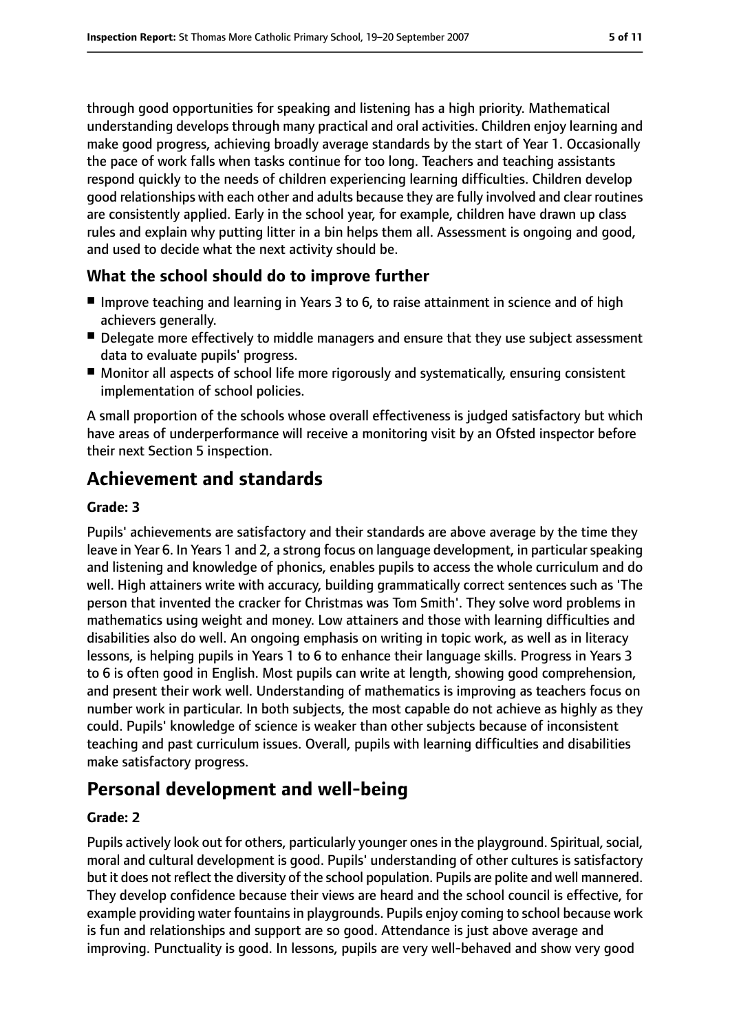through good opportunities for speaking and listening has a high priority. Mathematical understanding develops through many practical and oral activities. Children enjoy learning and make good progress, achieving broadly average standards by the start of Year 1. Occasionally the pace of work falls when tasks continue for too long. Teachers and teaching assistants respond quickly to the needs of children experiencing learning difficulties. Children develop good relationships with each other and adults because they are fully involved and clear routines are consistently applied. Early in the school year, for example, children have drawn up class rules and explain why putting litter in a bin helps them all. Assessment is ongoing and good, and used to decide what the next activity should be.

### What the school should do to improve further

- Improve teaching and learning in Years 3 to 6, to raise attainment in science and of high achievers generally.
- Delegate more effectively to middle managers and ensure that they use subject assessment data to evaluate pupils' progress.
- Monitor all aspects of school life more rigorously and systematically, ensuring consistent implementation of school policies.

A small proportion of the schools whose overall effectiveness is judged satisfactory but which have areas of underperformance will receive a monitoring visit by an Ofsted inspector before their next Section 5 inspection.

## Achievement and standards

#### Grade: 3

Pupils' achievements are satisfactory and their standards are above average by the time they leave in Year 6. In Years 1 and 2, a strong focus on language development, in particular speaking and listening and knowledge of phonics, enables pupils to access the whole curriculum and do well. High attainers write with accuracy, building grammatically correct sentences such as 'The person that invented the cracker for Christmas was Tom Smith'. They solve word problems in mathematics using weight and money. Low attainers and those with learning difficulties and disabilities also do well. An ongoing emphasis on writing in topic work, as well as in literacy lessons, is helping pupils in Years 1 to 6 to enhance their language skills. Progress in Years 3 to 6 is often good in English. Most pupils can write at length, showing good comprehension, and present their work well. Understanding of mathematics is improving as teachers focus on number work in particular. In both subjects, the most capable do not achieve as highly as they could. Pupils' knowledge of science is weaker than other subjects because of inconsistent teaching and past curriculum issues. Overall, pupils with learning difficulties and disabilities make satisfactory progress.

## Personal development and well-being

#### Grade: 2

Pupils actively look out for others, particularly younger ones in the playground. Spiritual, social, moral and cultural development is good. Pupils' understanding of other cultures is satisfactory but it does not reflect the diversity of the school population. Pupils are polite and well mannered. They develop confidence because their views are heard and the school council is effective, for example providing water fountains in playgrounds. Pupils enjoy coming to school because work is fun and relationships and support are so good. Attendance is just above average and improving. Punctuality is good. In lessons, pupils are very well-behaved and show very good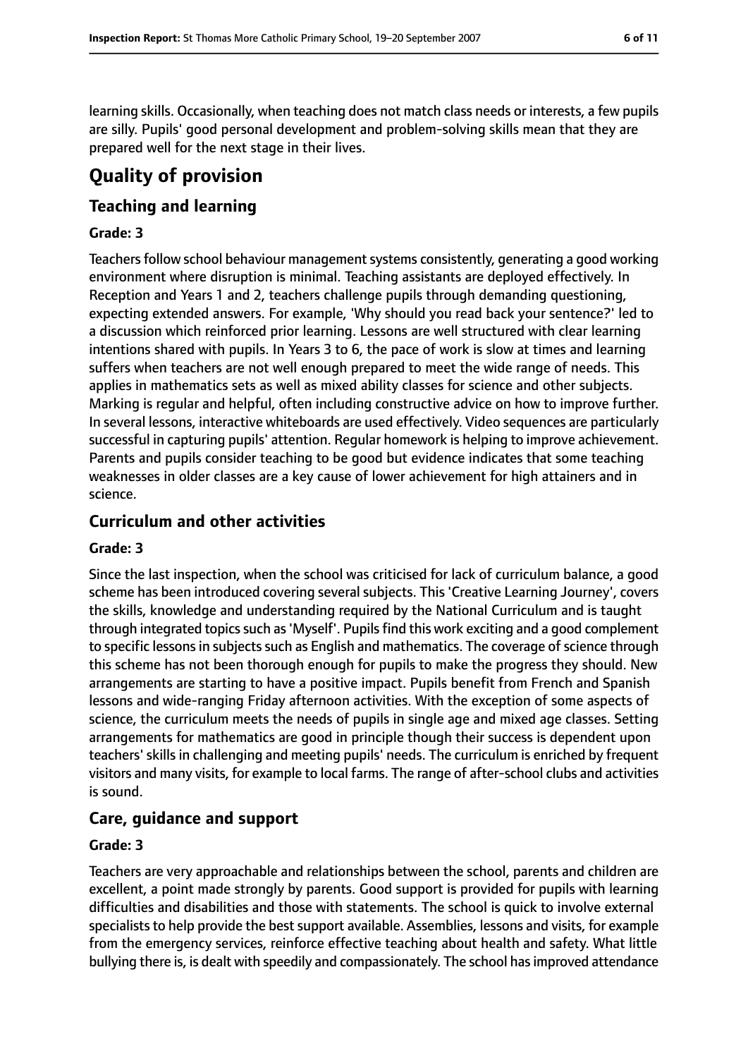learning skills. Occasionally, when teaching does not match class needs or interests, a few pupils are silly. Pupils' good personal development and problem-solving skills mean that they are prepared well for the next stage in their lives.

# Quality of provision

## Teaching and learning

### Grade: 3

Teachers follow school behaviour management systems consistently, generating a good working environment where disruption is minimal. Teaching assistants are deployed effectively. In Reception and Years 1 and 2, teachers challenge pupils through demanding questioning, expecting extended answers. For example, 'Why should you read back your sentence?' led to a discussion which reinforced prior learning. Lessons are well structured with clear learning intentions shared with pupils. In Years 3 to 6, the pace of work is slow at times and learning suffers when teachers are not well enough prepared to meet the wide range of needs. This applies in mathematics sets as well as mixed ability classes for science and other subjects. Marking is regular and helpful, often including constructive advice on how to improve further. In several lessons, interactive whiteboards are used effectively. Video sequences are particularly successful in capturing pupils' attention. Regular homework is helping to improve achievement. Parents and pupils consider teaching to be good but evidence indicates that some teaching weaknesses in older classes are a key cause of lower achievement for high attainers and in science.

## Curriculum and other activities

### Grade: 3

Since the last inspection, when the school was criticised for lack of curriculum balance, a good scheme has been introduced covering several subjects. This 'Creative Learning Journey', covers the skills, knowledge and understanding required by the National Curriculum and is taught through integrated topics such as 'Myself'. Pupils find this work exciting and a good complement to specific lessons in subjects such as English and mathematics. The coverage of science through this scheme has not been thorough enough for pupils to make the progress they should. New arrangements are starting to have a positive impact. Pupils benefit from French and Spanish lessons and wide-ranging Friday afternoon activities. With the exception of some aspects of science, the curriculum meets the needs of pupils in single age and mixed age classes. Setting arrangements for mathematics are good in principle though their success is dependent upon teachers' skills in challenging and meeting pupils' needs. The curriculum is enriched by frequent visitors and many visits, for example to local farms. The range of after-school clubs and activities is sound.

## Care, guidance and support

### Grade: 3

Teachers are very approachable and relationships between the school, parents and children are excellent, a point made strongly by parents. Good support is provided for pupils with learning difficulties and disabilities and those with statements. The school is quick to involve external specialists to help provide the best support available. Assemblies, lessons and visits, for example from the emergency services, reinforce effective teaching about health and safety. What little bullying there is, is dealt with speedily and compassionately. The school has improved attendance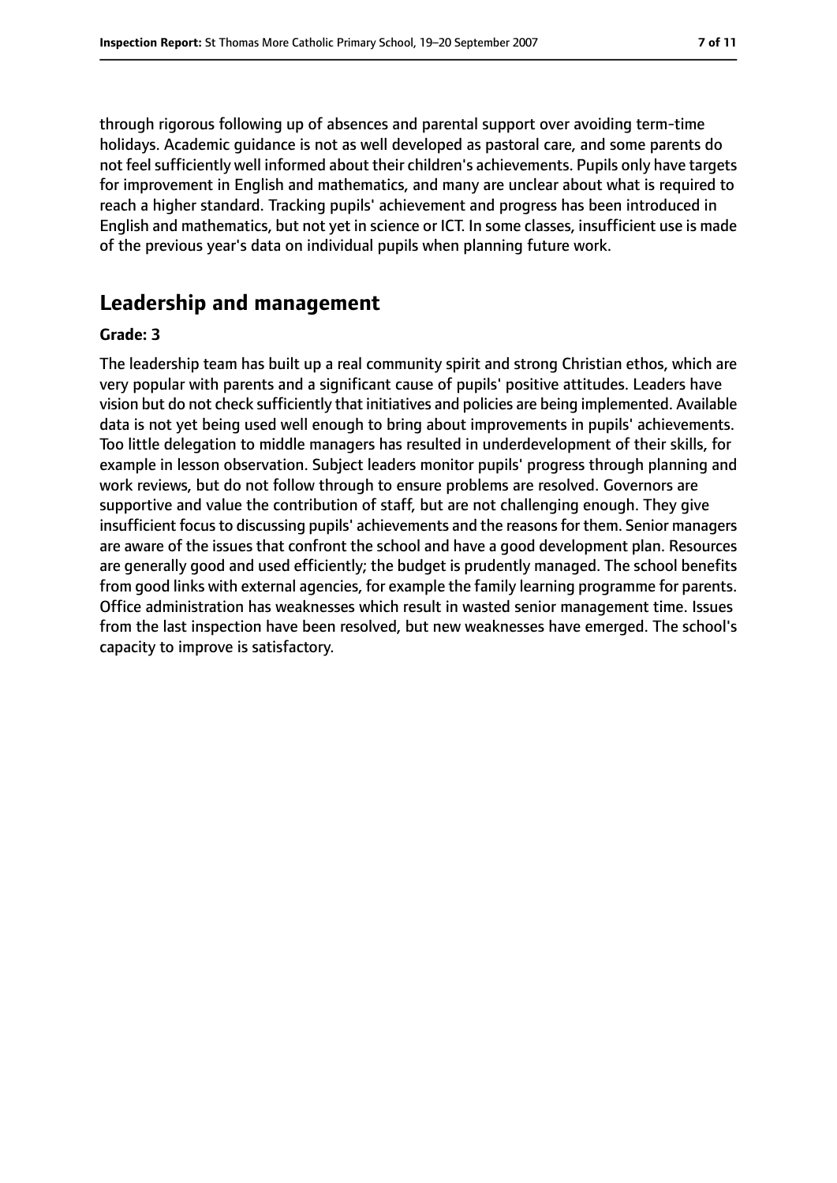through rigorous following up of absences and parental support over avoiding term-time holidays. Academic guidance is not as well developed as pastoral care, and some parents do not feel sufficiently well informed about their children's achievements. Pupils only have targets for improvement in English and mathematics, and many are unclear about what is required to reach a higher standard. Tracking pupils' achievement and progress has been introduced in English and mathematics, but not yet in science or ICT. In some classes, insufficient use is made of the previous year's data on individual pupils when planning future work.

## Leadership and management

**Grade: 3**

The leadership team has built up a real community spirit and strong Christian ethos, which are very popular with parents and a significant cause of pupils' positive attitudes. Leaders have vision but do not check sufficiently that initiatives and policies are being implemented. Available data is not yet being used well enough to bring about improvements in pupils' achievements. Too little delegation to middle managers has resulted in underdevelopment of their skills, for example in lesson observation. Subject leaders monitor pupils' progress through planning and work reviews, but do not follow through to ensure problems are resolved. Governors are supportive and value the contribution of staff, but are not challenging enough. They give insufficient focus to discussing pupils' achievements and the reasons for them. Senior managers are aware of the issues that confront the school and have a good development plan. Resources are generally good and used efficiently; the budget is prudently managed. The school benefits from good links with external agencies, for example the family learning programme for parents. Office administration has weaknesses which result in wasted senior management time. Issues from the last inspection have been resolved, but new weaknesses have emerged. The school's capacity to improve is satisfactory.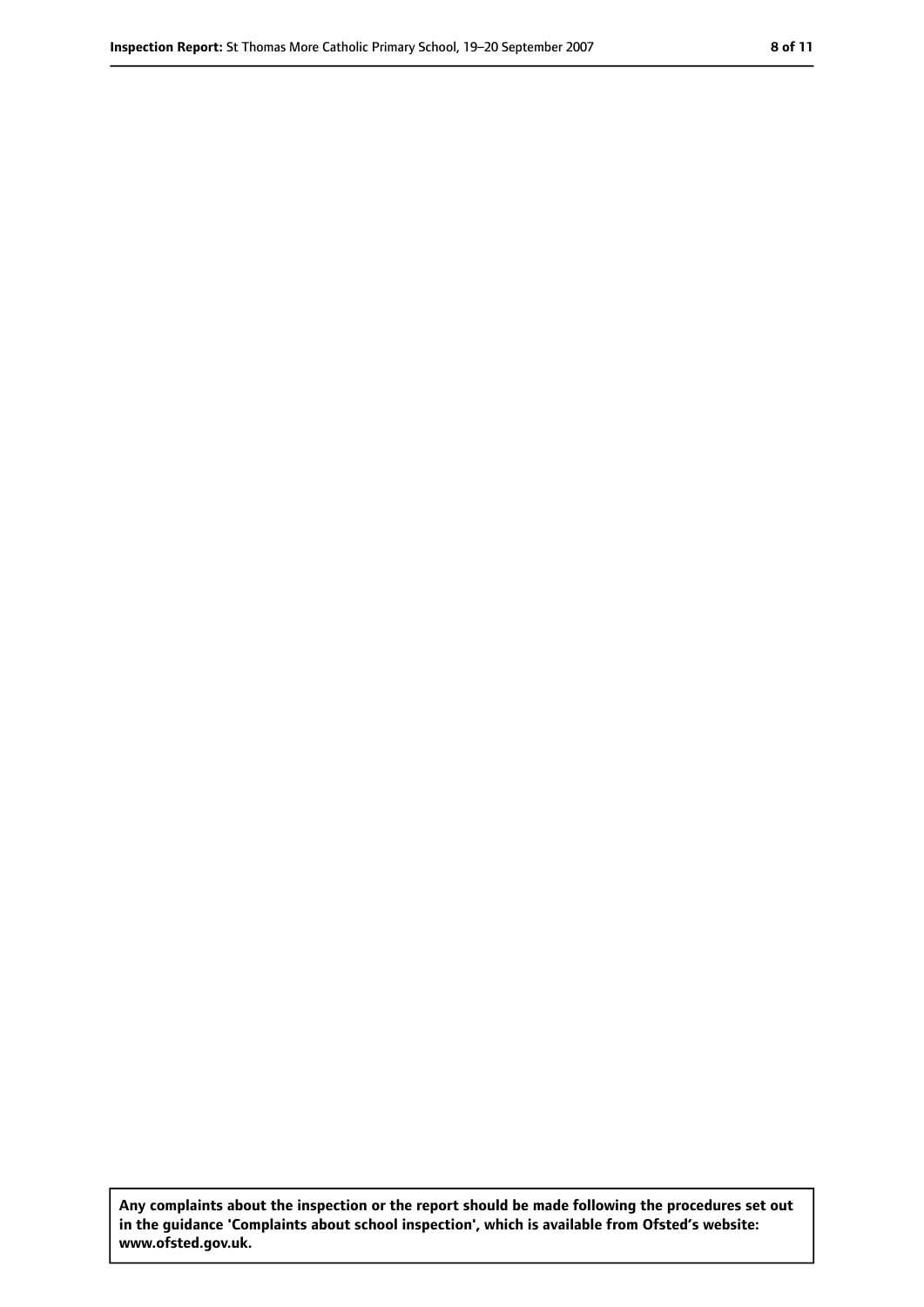**Any complaints about the inspection or the report should be made following the procedures set out in the guidance 'Complaints about school inspection', which is available from Ofsted's website: www.ofsted.gov.uk.**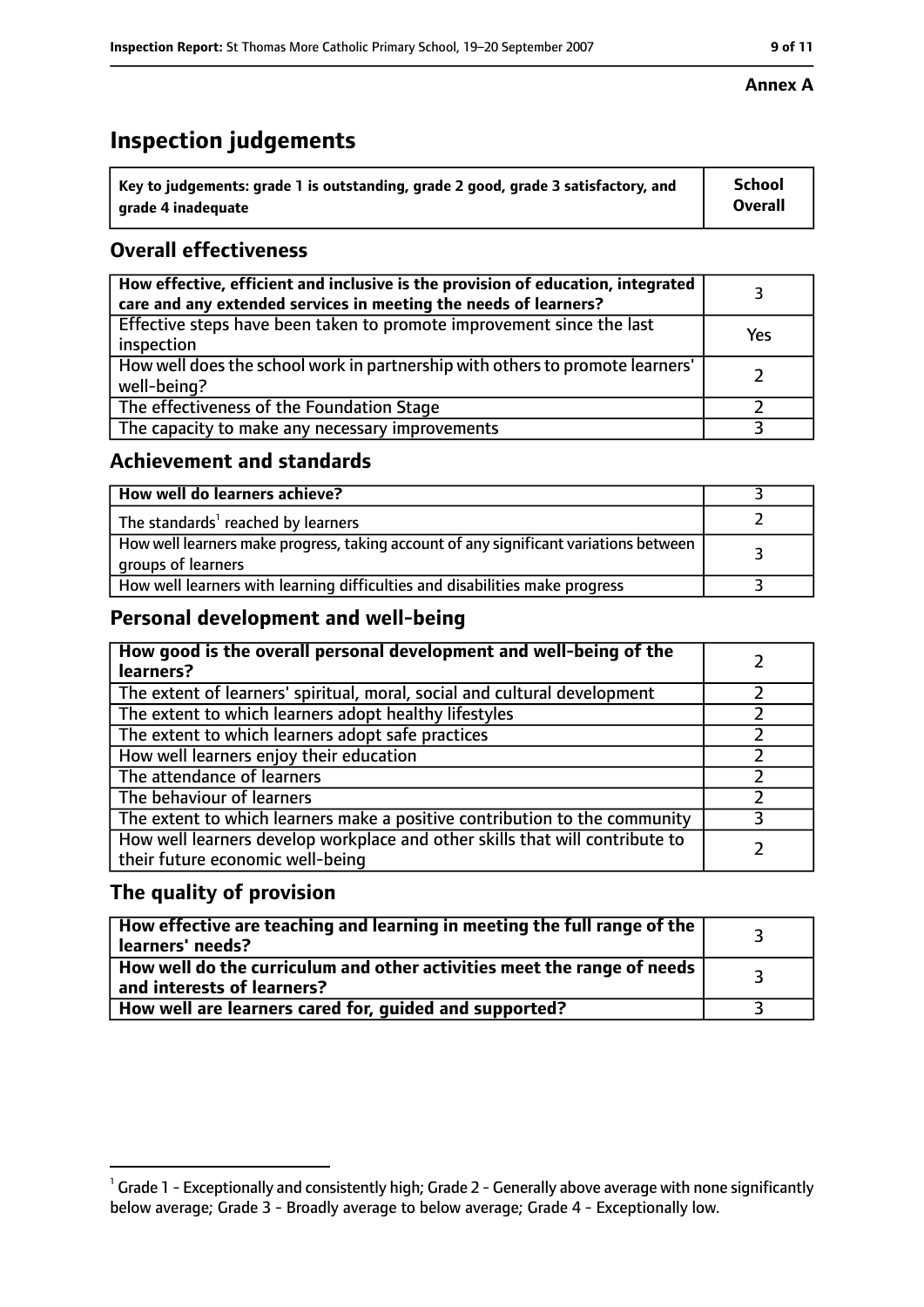**Annex A**

# Inspection judgements

| Key to judgements: grade 1 is outstanding, grade 2 good, grade 3 satisfactory, and grade 4 inadequate | School Overall |
|---|---|

## Overall effectiveness

| | |
|---|---|
| How effective, efficient and inclusive is the provision of education, integrated care and any extended services in meeting the needs of learners? | 3 |
| Effective steps have been taken to promote improvement since the last inspection | Yes |
| How well does the school work in partnership with others to promote learners' well-being? | 2 |
| The effectiveness of the Foundation Stage | 2 |
| The capacity to make any necessary improvements | 3 |

## Achievement and standards

| | |
|---|---|
| **How well do learners achieve?** | 3 |
| The standards[1] reached by learners | 2 |
| How well learners make progress, taking account of any significant variations between groups of learners | 3 |
| How well learners with learning difficulties and disabilities make progress | 3 |

## Personal development and well-being

| | |
|---|---|
| **How good is the overall personal development and well-being of the learners?** | 2 |
| The extent of learners' spiritual, moral, social and cultural development | 2 |
| The extent to which learners adopt healthy lifestyles | 2 |
| The extent to which learners adopt safe practices | 2 |
| How well learners enjoy their education | 2 |
| The attendance of learners | 2 |
| The behaviour of learners | 2 |
| The extent to which learners make a positive contribution to the community | 3 |
| How well learners develop workplace and other skills that will contribute to their future economic well-being | 2 |

## The quality of provision

| | |
|---|---|
| **How effective are teaching and learning in meeting the full range of the learners' needs?** | 3 |
| **How well do the curriculum and other activities meet the range of needs and interests of learners?** | 3 |
| **How well are learners cared for, guided and supported?** | 3 |

[1] Grade 1 - Exceptionally and consistently high; Grade 2 - Generally above average with none significantly below average; Grade 3 - Broadly average to below average; Grade 4 - Exceptionally low.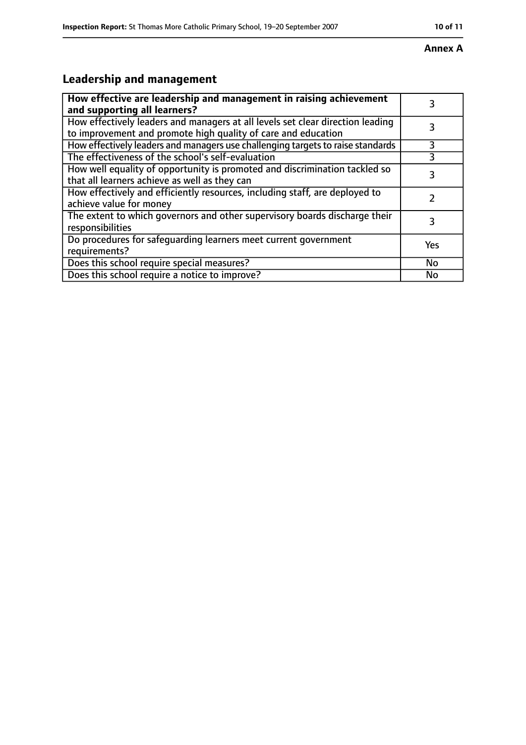**Annex A**

## Leadership and management

| **How effective are leadership and management in raising achievement and supporting all learners?** | 3 |
|---|---|
| How effectively leaders and managers at all levels set clear direction leading to improvement and promote high quality of care and education | 3 |
| How effectively leaders and managers use challenging targets to raise standards | 3 |
| The effectiveness of the school's self-evaluation | 3 |
| How well equality of opportunity is promoted and discrimination tackled so that all learners achieve as well as they can | 3 |
| How effectively and efficiently resources, including staff, are deployed to achieve value for money | 2 |
| The extent to which governors and other supervisory boards discharge their responsibilities | 3 |
| Do procedures for safeguarding learners meet current government requirements? | Yes |
| Does this school require special measures? | No |
| Does this school require a notice to improve? | No |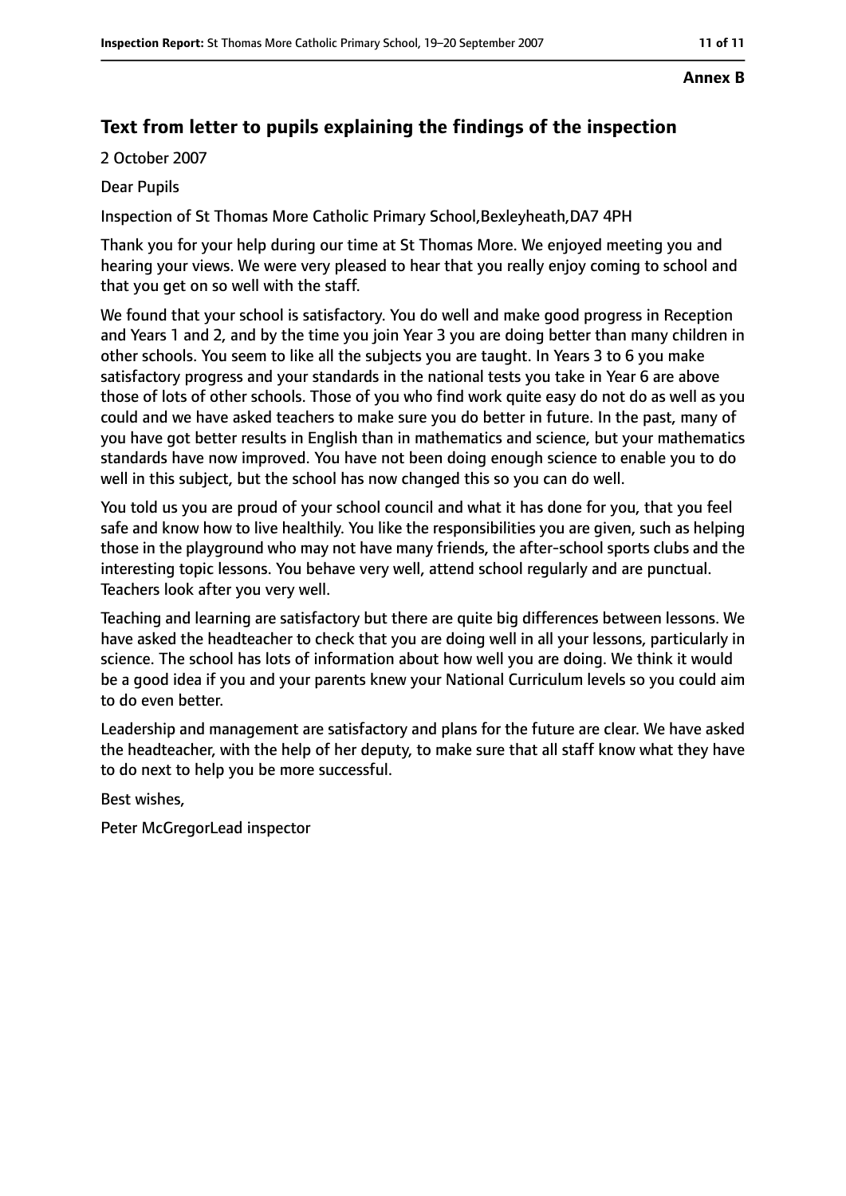**Annex B**

## Text from letter to pupils explaining the findings of the inspection

2 October 2007

Dear Pupils

Inspection of St Thomas More Catholic Primary School,Bexleyheath,DA7 4PH

Thank you for your help during our time at St Thomas More. We enjoyed meeting you and hearing your views. We were very pleased to hear that you really enjoy coming to school and that you get on so well with the staff.

We found that your school is satisfactory. You do well and make good progress in Reception and Years 1 and 2, and by the time you join Year 3 you are doing better than many children in other schools. You seem to like all the subjects you are taught. In Years 3 to 6 you make satisfactory progress and your standards in the national tests you take in Year 6 are above those of lots of other schools. Those of you who find work quite easy do not do as well as you could and we have asked teachers to make sure you do better in future. In the past, many of you have got better results in English than in mathematics and science, but your mathematics standards have now improved. You have not been doing enough science to enable you to do well in this subject, but the school has now changed this so you can do well.

You told us you are proud of your school council and what it has done for you, that you feel safe and know how to live healthily. You like the responsibilities you are given, such as helping those in the playground who may not have many friends, the after-school sports clubs and the interesting topic lessons. You behave very well, attend school regularly and are punctual. Teachers look after you very well.

Teaching and learning are satisfactory but there are quite big differences between lessons. We have asked the headteacher to check that you are doing well in all your lessons, particularly in science. The school has lots of information about how well you are doing. We think it would be a good idea if you and your parents knew your National Curriculum levels so you could aim to do even better.

Leadership and management are satisfactory and plans for the future are clear. We have asked the headteacher, with the help of her deputy, to make sure that all staff know what they have to do next to help you be more successful.

Best wishes,

Peter McGregorLead inspector